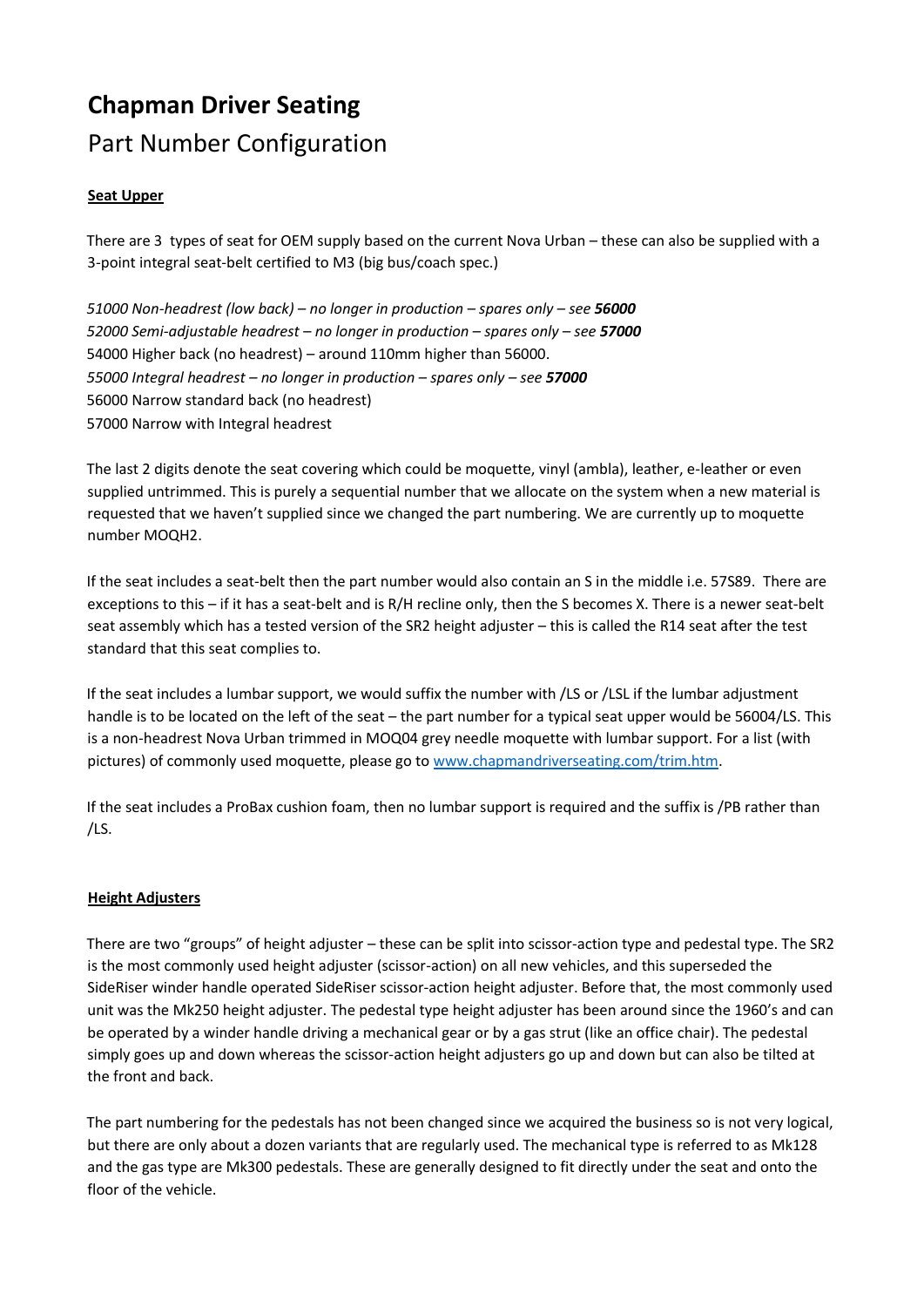# Chapman Driver Seating

## Part Number Configuration

**Seat Upper**

There are 3 types of seat for OEM supply based on the current Nova Urban – these can also be supplied with a 3-point integral seat-belt certified to M3 (big bus/coach spec.)

*51000 Non-headrest (low back) – no longer in production – spares only – see* ***56000***
*52000 Semi-adjustable headrest – no longer in production – spares only – see* ***57000***
54000 Higher back (no headrest) – around 110mm higher than 56000.
*55000 Integral headrest – no longer in production – spares only – see* ***57000***
56000 Narrow standard back (no headrest)
57000 Narrow with Integral headrest

The last 2 digits denote the seat covering which could be moquette, vinyl (ambla), leather, e-leather or even supplied untrimmed. This is purely a sequential number that we allocate on the system when a new material is requested that we haven't supplied since we changed the part numbering. We are currently up to moquette number MOQH2.

If the seat includes a seat-belt then the part number would also contain an S in the middle i.e. 57S89. There are exceptions to this – if it has a seat-belt and is R/H recline only, then the S becomes X. There is a newer seat-belt seat assembly which has a tested version of the SR2 height adjuster – this is called the R14 seat after the test standard that this seat complies to.

If the seat includes a lumbar support, we would suffix the number with /LS or /LSL if the lumbar adjustment handle is to be located on the left of the seat – the part number for a typical seat upper would be 56004/LS. This is a non-headrest Nova Urban trimmed in MOQ04 grey needle moquette with lumbar support. For a list (with pictures) of commonly used moquette, please go to [www.chapmandriverseating.com/trim.htm](www.chapmandriverseating.com/trim.htm).

If the seat includes a ProBax cushion foam, then no lumbar support is required and the suffix is /PB rather than /LS.

**Height Adjusters**

There are two "groups" of height adjuster – these can be split into scissor-action type and pedestal type. The SR2 is the most commonly used height adjuster (scissor-action) on all new vehicles, and this superseded the SideRiser winder handle operated SideRiser scissor-action height adjuster. Before that, the most commonly used unit was the Mk250 height adjuster. The pedestal type height adjuster has been around since the 1960's and can be operated by a winder handle driving a mechanical gear or by a gas strut (like an office chair). The pedestal simply goes up and down whereas the scissor-action height adjusters go up and down but can also be tilted at the front and back.

The part numbering for the pedestals has not been changed since we acquired the business so is not very logical, but there are only about a dozen variants that are regularly used. The mechanical type is referred to as Mk128 and the gas type are Mk300 pedestals. These are generally designed to fit directly under the seat and onto the floor of the vehicle.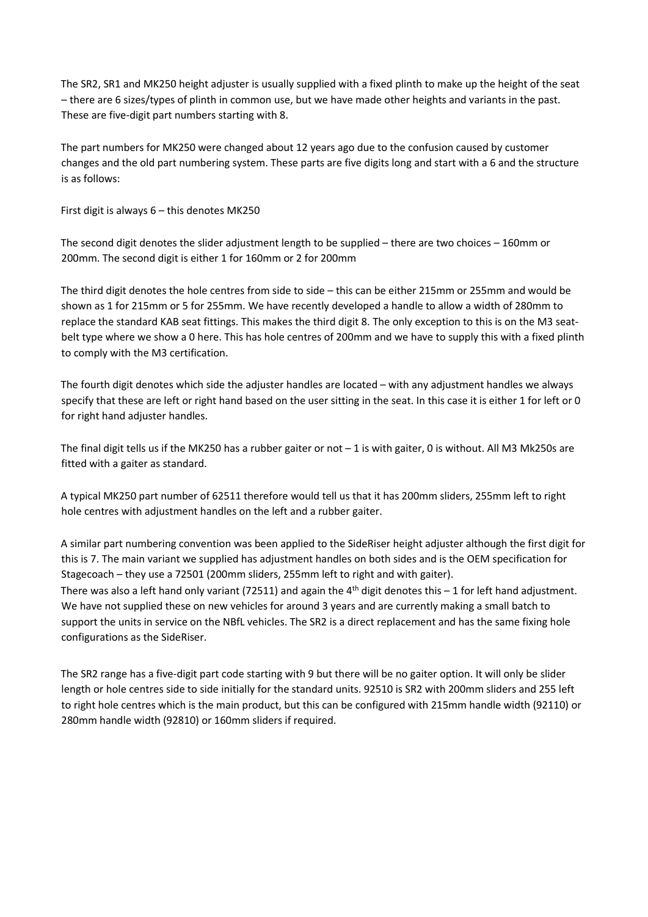The SR2, SR1 and MK250 height adjuster is usually supplied with a fixed plinth to make up the height of the seat – there are 6 sizes/types of plinth in common use, but we have made other heights and variants in the past. These are five-digit part numbers starting with 8.

The part numbers for MK250 were changed about 12 years ago due to the confusion caused by customer changes and the old part numbering system. These parts are five digits long and start with a 6 and the structure is as follows:

First digit is always 6 – this denotes MK250

The second digit denotes the slider adjustment length to be supplied – there are two choices – 160mm or 200mm. The second digit is either 1 for 160mm or 2 for 200mm

The third digit denotes the hole centres from side to side – this can be either 215mm or 255mm and would be shown as 1 for 215mm or 5 for 255mm. We have recently developed a handle to allow a width of 280mm to replace the standard KAB seat fittings. This makes the third digit 8. The only exception to this is on the M3 seat-belt type where we show a 0 here. This has hole centres of 200mm and we have to supply this with a fixed plinth to comply with the M3 certification.

The fourth digit denotes which side the adjuster handles are located – with any adjustment handles we always specify that these are left or right hand based on the user sitting in the seat. In this case it is either 1 for left or 0 for right hand adjuster handles.

The final digit tells us if the MK250 has a rubber gaiter or not – 1 is with gaiter, 0 is without. All M3 Mk250s are fitted with a gaiter as standard.

A typical MK250 part number of 62511 therefore would tell us that it has 200mm sliders, 255mm left to right hole centres with adjustment handles on the left and a rubber gaiter.

A similar part numbering convention was been applied to the SideRiser height adjuster although the first digit for this is 7. The main variant we supplied has adjustment handles on both sides and is the OEM specification for Stagecoach – they use a 72501 (200mm sliders, 255mm left to right and with gaiter).
There was also a left hand only variant (72511) and again the 4th digit denotes this – 1 for left hand adjustment. We have not supplied these on new vehicles for around 3 years and are currently making a small batch to support the units in service on the NBfL vehicles. The SR2 is a direct replacement and has the same fixing hole configurations as the SideRiser.

The SR2 range has a five-digit part code starting with 9 but there will be no gaiter option. It will only be slider length or hole centres side to side initially for the standard units. 92510 is SR2 with 200mm sliders and 255 left to right hole centres which is the main product, but this can be configured with 215mm handle width (92110) or 280mm handle width (92810) or 160mm sliders if required.